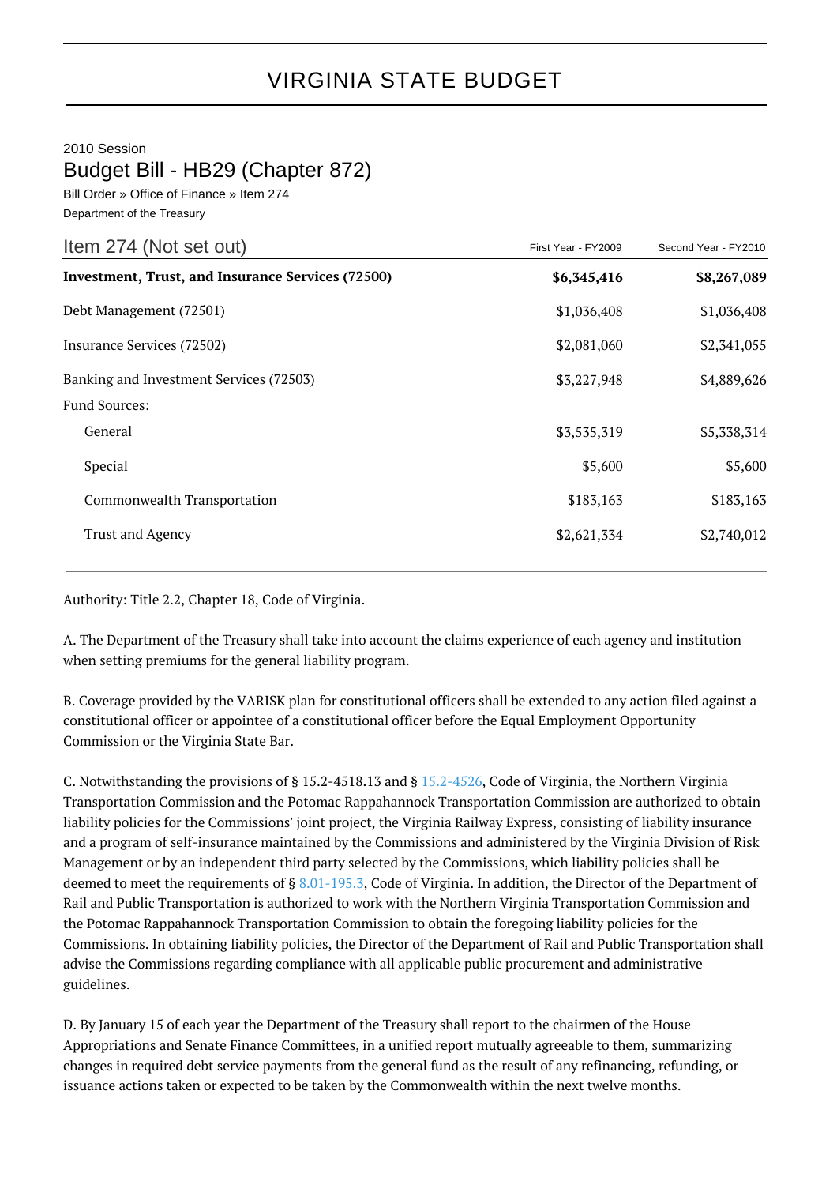# VIRGINIA STATE BUDGET

2010 Session

## Budget Bill - HB29 (Chapter 872)

Bill Order » Office of Finance » Item 274

Department of the Treasury

| Item 274 (Not set out) | First Year - FY2009 | Second Year - FY2010 |
|---|---|---|
| **Investment, Trust, and Insurance Services (72500)** | **$6,345,416** | **$8,267,089** |
| Debt Management (72501) | $1,036,408 | $1,036,408 |
| Insurance Services (72502) | $2,081,060 | $2,341,055 |
| Banking and Investment Services (72503) | $3,227,948 | $4,889,626 |
| Fund Sources: | | |
| General | $3,535,319 | $5,338,314 |
| Special | $5,600 | $5,600 |
| Commonwealth Transportation | $183,163 | $183,163 |
| Trust and Agency | $2,621,334 | $2,740,012 |

Authority: Title 2.2, Chapter 18, Code of Virginia.

A. The Department of the Treasury shall take into account the claims experience of each agency and institution when setting premiums for the general liability program.

B. Coverage provided by the VARISK plan for constitutional officers shall be extended to any action filed against a constitutional officer or appointee of a constitutional officer before the Equal Employment Opportunity Commission or the Virginia State Bar.

C. Notwithstanding the provisions of § 15.2-4518.13 and § 15.2-4526, Code of Virginia, the Northern Virginia Transportation Commission and the Potomac Rappahannock Transportation Commission are authorized to obtain liability policies for the Commissions' joint project, the Virginia Railway Express, consisting of liability insurance and a program of self-insurance maintained by the Commissions and administered by the Virginia Division of Risk Management or by an independent third party selected by the Commissions, which liability policies shall be deemed to meet the requirements of § 8.01-195.3, Code of Virginia. In addition, the Director of the Department of Rail and Public Transportation is authorized to work with the Northern Virginia Transportation Commission and the Potomac Rappahannock Transportation Commission to obtain the foregoing liability policies for the Commissions. In obtaining liability policies, the Director of the Department of Rail and Public Transportation shall advise the Commissions regarding compliance with all applicable public procurement and administrative guidelines.

D. By January 15 of each year the Department of the Treasury shall report to the chairmen of the House Appropriations and Senate Finance Committees, in a unified report mutually agreeable to them, summarizing changes in required debt service payments from the general fund as the result of any refinancing, refunding, or issuance actions taken or expected to be taken by the Commonwealth within the next twelve months.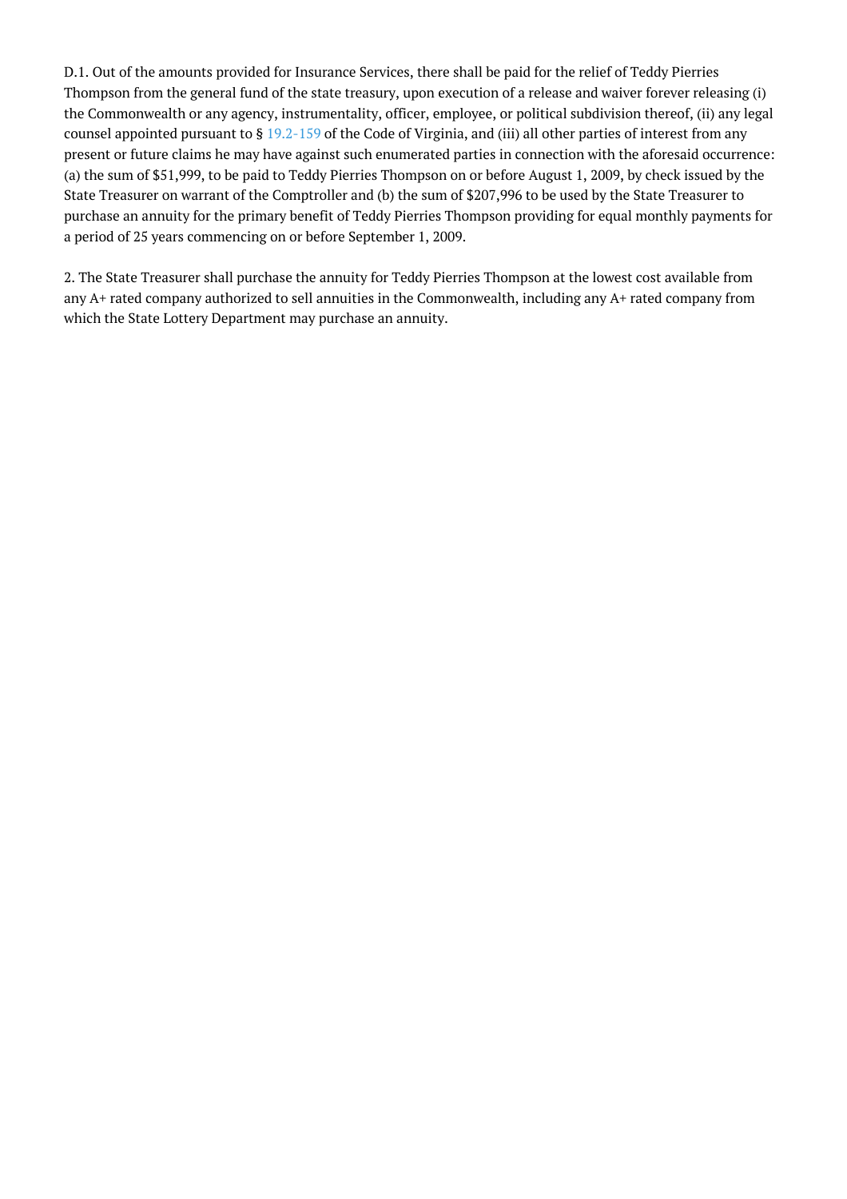D.1. Out of the amounts provided for Insurance Services, there shall be paid for the relief of Teddy Pierries Thompson from the general fund of the state treasury, upon execution of a release and waiver forever releasing (i) the Commonwealth or any agency, instrumentality, officer, employee, or political subdivision thereof, (ii) any legal counsel appointed pursuant to § 19.2-159 of the Code of Virginia, and (iii) all other parties of interest from any present or future claims he may have against such enumerated parties in connection with the aforesaid occurrence: (a) the sum of $51,999, to be paid to Teddy Pierries Thompson on or before August 1, 2009, by check issued by the State Treasurer on warrant of the Comptroller and (b) the sum of $207,996 to be used by the State Treasurer to purchase an annuity for the primary benefit of Teddy Pierries Thompson providing for equal monthly payments for a period of 25 years commencing on or before September 1, 2009.

2. The State Treasurer shall purchase the annuity for Teddy Pierries Thompson at the lowest cost available from any A+ rated company authorized to sell annuities in the Commonwealth, including any A+ rated company from which the State Lottery Department may purchase an annuity.